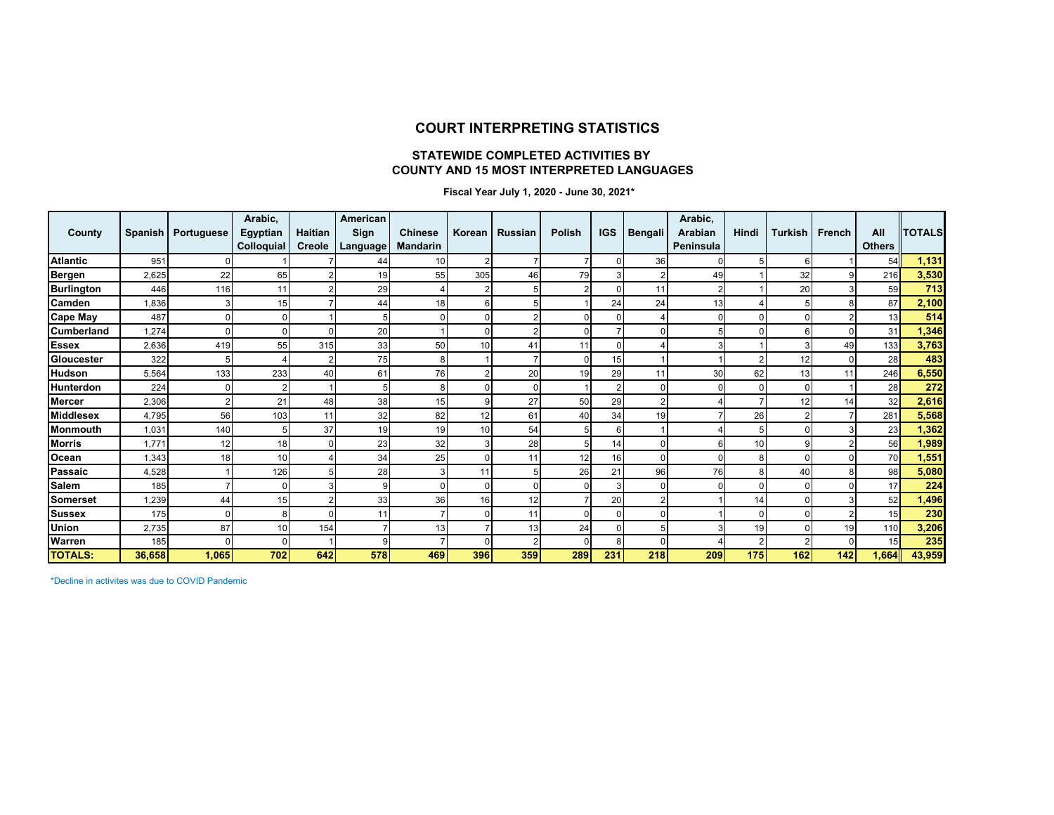# COURT INTERPRETING STATISTICS

## STATEWIDE COMPLETED ACTIVITIES BY COUNTY AND 15 MOST INTERPRETED LANGUAGES

**Fiscal Year July 1, 2020 - June 30, 2021***

| County | Spanish | Portuguese | Arabic, Egyptian Colloquial | Haitian Creole | American Sign Language | Chinese Mandarin | Korean | Russian | Polish | IGS | Bengali | Arabic, Arabian Peninsula | Hindi | Turkish | French | All Others | TOTALS |
|---|---|---|---|---|---|---|---|---|---|---|---|---|---|---|---|---|---|
| **Atlantic** | 951 | 0 | 1 | 7 | 44 | 10 | 2 | 7 | 7 | 0 | 36 | 0 | 5 | 6 | 1 | 54 | **1,131** |
| **Bergen** | 2,625 | 22 | 65 | 2 | 19 | 55 | 305 | 46 | 79 | 3 | 2 | 49 | 1 | 32 | 9 | 216 | **3,530** |
| **Burlington** | 446 | 116 | 11 | 2 | 29 | 4 | 2 | 5 | 2 | 0 | 11 | 2 | 1 | 20 | 3 | 59 | **713** |
| **Camden** | 1,836 | 3 | 15 | 7 | 44 | 18 | 6 | 5 | 1 | 24 | 24 | 13 | 4 | 5 | 8 | 87 | **2,100** |
| **Cape May** | 487 | 0 | 0 | 1 | 5 | 0 | 0 | 2 | 0 | 0 | 4 | 0 | 0 | 0 | 2 | 13 | **514** |
| **Cumberland** | 1,274 | 0 | 0 | 0 | 20 | 1 | 0 | 2 | 0 | 7 | 0 | 5 | 0 | 6 | 0 | 31 | **1,346** |
| **Essex** | 2,636 | 419 | 55 | 315 | 33 | 50 | 10 | 41 | 11 | 0 | 4 | 3 | 1 | 3 | 49 | 133 | **3,763** |
| **Gloucester** | 322 | 5 | 4 | 2 | 75 | 8 | 1 | 7 | 0 | 15 | 1 | 1 | 2 | 12 | 0 | 28 | **483** |
| **Hudson** | 5,564 | 133 | 233 | 40 | 61 | 76 | 2 | 20 | 19 | 29 | 11 | 30 | 62 | 13 | 11 | 246 | **6,550** |
| **Hunterdon** | 224 | 0 | 2 | 1 | 5 | 8 | 0 | 0 | 1 | 2 | 0 | 0 | 0 | 0 | 1 | 28 | **272** |
| **Mercer** | 2,306 | 2 | 21 | 48 | 38 | 15 | 9 | 27 | 50 | 29 | 2 | 4 | 7 | 12 | 14 | 32 | **2,616** |
| **Middlesex** | 4,795 | 56 | 103 | 11 | 32 | 82 | 12 | 61 | 40 | 34 | 19 | 7 | 26 | 2 | 7 | 281 | **5,568** |
| **Monmouth** | 1,031 | 140 | 5 | 37 | 19 | 19 | 10 | 54 | 5 | 6 | 1 | 4 | 5 | 0 | 3 | 23 | **1,362** |
| **Morris** | 1,771 | 12 | 18 | 0 | 23 | 32 | 3 | 28 | 5 | 14 | 0 | 6 | 10 | 9 | 2 | 56 | **1,989** |
| **Ocean** | 1,343 | 18 | 10 | 4 | 34 | 25 | 0 | 11 | 12 | 16 | 0 | 0 | 8 | 0 | 0 | 70 | **1,551** |
| **Passaic** | 4,528 | 1 | 126 | 5 | 28 | 3 | 11 | 5 | 26 | 21 | 96 | 76 | 8 | 40 | 8 | 98 | **5,080** |
| **Salem** | 185 | 7 | 0 | 3 | 9 | 0 | 0 | 0 | 0 | 3 | 0 | 0 | 0 | 0 | 0 | 17 | **224** |
| **Somerset** | 1,239 | 44 | 15 | 2 | 33 | 36 | 16 | 12 | 7 | 20 | 2 | 1 | 14 | 0 | 3 | 52 | **1,496** |
| **Sussex** | 175 | 0 | 8 | 0 | 11 | 7 | 0 | 11 | 0 | 0 | 0 | 1 | 0 | 0 | 2 | 15 | **230** |
| **Union** | 2,735 | 87 | 10 | 154 | 7 | 13 | 7 | 13 | 24 | 0 | 5 | 3 | 19 | 0 | 19 | 110 | **3,206** |
| **Warren** | 185 | 0 | 0 | 1 | 9 | 7 | 0 | 2 | 0 | 8 | 0 | 4 | 2 | 2 | 0 | 15 | **235** |
| **TOTALS:** | **36,658** | **1,065** | **702** | **642** | **578** | **469** | **396** | **359** | **289** | **231** | **218** | **209** | **175** | **162** | **142** | **1,664** | **43,959** |

*Decline in activites was due to COVID Pandemic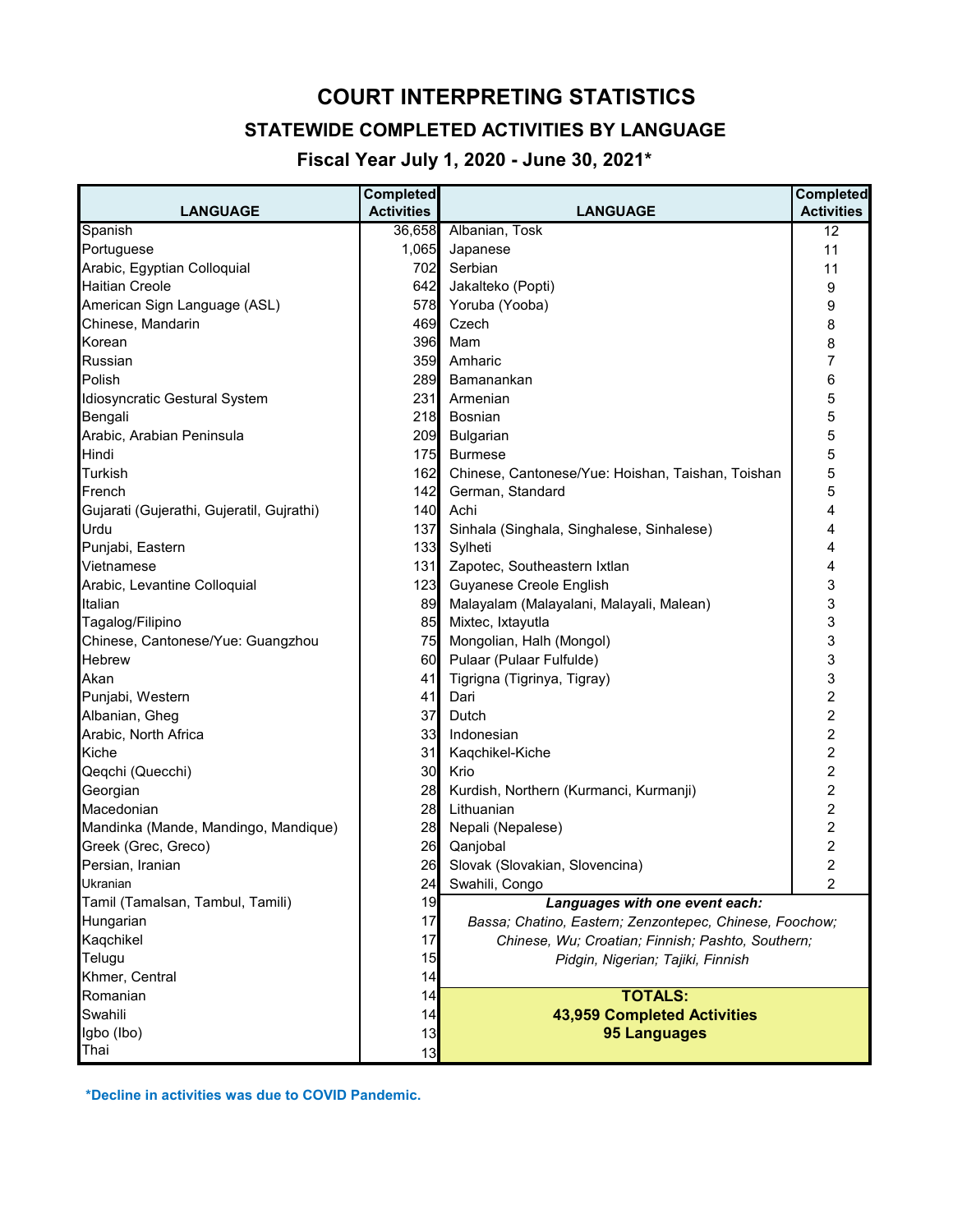# COURT INTERPRETING STATISTICS

## STATEWIDE COMPLETED ACTIVITIES BY LANGUAGE

### Fiscal Year July 1, 2020 - June 30, 2021*

| LANGUAGE | Completed Activities | LANGUAGE | Completed Activities |
|---|---|---|---|
| Spanish | 36,658 | Albanian, Tosk | 12 |
| Portuguese | 1,065 | Japanese | 11 |
| Arabic, Egyptian Colloquial | 702 | Serbian | 11 |
| Haitian Creole | 642 | Jakalteko (Popti) | 9 |
| American Sign Language (ASL) | 578 | Yoruba (Yooba) | 9 |
| Chinese, Mandarin | 469 | Czech | 8 |
| Korean | 396 | Mam | 8 |
| Russian | 359 | Amharic | 7 |
| Polish | 289 | Bamanankan | 6 |
| Idiosyncratic Gestural System | 231 | Armenian | 5 |
| Bengali | 218 | Bosnian | 5 |
| Arabic, Arabian Peninsula | 209 | Bulgarian | 5 |
| Hindi | 175 | Burmese | 5 |
| Turkish | 162 | Chinese, Cantonese/Yue: Hoishan, Taishan, Toishan | 5 |
| French | 142 | German, Standard | 5 |
| Gujarati (Gujerathi, Gujeratil, Gujrathi) | 140 | Achi | 4 |
| Urdu | 137 | Sinhala (Singhala, Singhalese, Sinhalese) | 4 |
| Punjabi, Eastern | 133 | Sylheti | 4 |
| Vietnamese | 131 | Zapotec, Southeastern Ixtlan | 4 |
| Arabic, Levantine Colloquial | 123 | Guyanese Creole English | 3 |
| Italian | 89 | Malayalam (Malayalani, Malayali, Malean) | 3 |
| Tagalog/Filipino | 85 | Mixtec, Ixtayutla | 3 |
| Chinese, Cantonese/Yue: Guangzhou | 75 | Mongolian, Halh (Mongol) | 3 |
| Hebrew | 60 | Pulaar (Pulaar Fulfulde) | 3 |
| Akan | 41 | Tigrigna (Tigrinya, Tigray) | 3 |
| Punjabi, Western | 41 | Dari | 2 |
| Albanian, Gheg | 37 | Dutch | 2 |
| Arabic, North Africa | 33 | Indonesian | 2 |
| Kiche | 31 | Kaqchikel-Kiche | 2 |
| Qeqchi (Quecchi) | 30 | Krio | 2 |
| Georgian | 28 | Kurdish, Northern (Kurmanci, Kurmanji) | 2 |
| Macedonian | 28 | Lithuanian | 2 |
| Mandinka (Mande, Mandingo, Mandique) | 28 | Nepali (Nepalese) | 2 |
| Greek (Grec, Greco) | 26 | Qanjobal | 2 |
| Persian, Iranian | 26 | Slovak (Slovakian, Slovencina) | 2 |
| Ukranian | 24 | Swahili, Congo | 2 |
| Tamil (Tamalsan, Tambul, Tamili) | 19 | ***Languages with one event each:*** | |
| Hungarian | 17 | *Bassa; Chatino, Eastern; Zenzontepec, Chinese, Foochow;* | |
| Kaqchikel | 17 | *Chinese, Wu; Croatian; Finnish; Pashto, Southern;* | |
| Telugu | 15 | *Pidgin, Nigerian; Tajiki, Finnish* | |
| Khmer, Central | 14 | | |
| Romanian | 14 | **TOTALS:** | |
| Swahili | 14 | **43,959 Completed Activities** | |
| Igbo (Ibo) | 13 | **95 Languages** | |
| Thai | 13 | | |

**\*Decline in activities was due to COVID Pandemic.**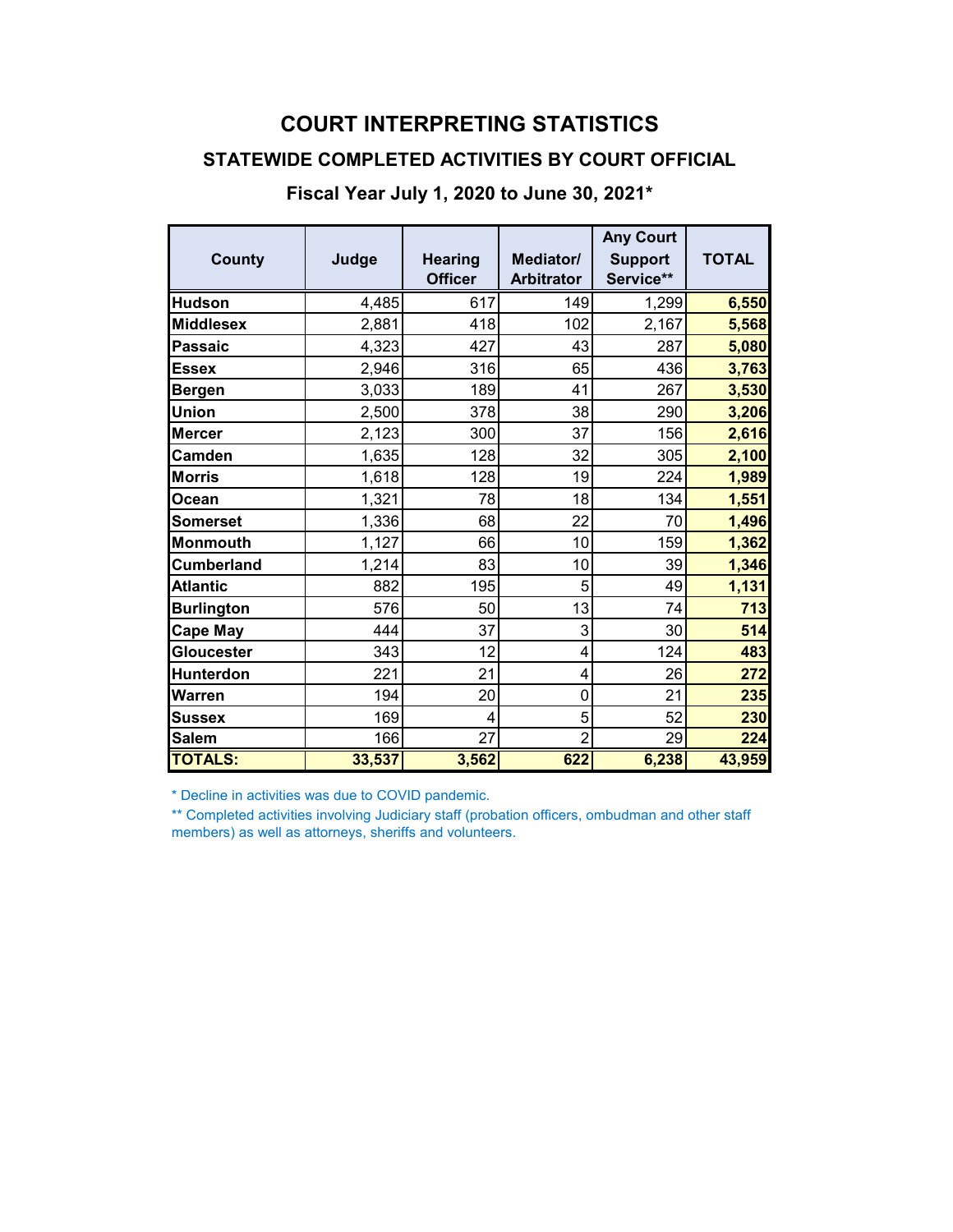# COURT INTERPRETING STATISTICS

## STATEWIDE COMPLETED ACTIVITIES BY COURT OFFICIAL

### Fiscal Year July 1, 2020 to June 30, 2021*

| County | Judge | Hearing Officer | Mediator/ Arbitrator | Any Court Support Service** | TOTAL |
|---|---|---|---|---|---|
| **Hudson** | 4,485 | 617 | 149 | 1,299 | **6,550** |
| **Middlesex** | 2,881 | 418 | 102 | 2,167 | **5,568** |
| **Passaic** | 4,323 | 427 | 43 | 287 | **5,080** |
| **Essex** | 2,946 | 316 | 65 | 436 | **3,763** |
| **Bergen** | 3,033 | 189 | 41 | 267 | **3,530** |
| **Union** | 2,500 | 378 | 38 | 290 | **3,206** |
| **Mercer** | 2,123 | 300 | 37 | 156 | **2,616** |
| **Camden** | 1,635 | 128 | 32 | 305 | **2,100** |
| **Morris** | 1,618 | 128 | 19 | 224 | **1,989** |
| **Ocean** | 1,321 | 78 | 18 | 134 | **1,551** |
| **Somerset** | 1,336 | 68 | 22 | 70 | **1,496** |
| **Monmouth** | 1,127 | 66 | 10 | 159 | **1,362** |
| **Cumberland** | 1,214 | 83 | 10 | 39 | **1,346** |
| **Atlantic** | 882 | 195 | 5 | 49 | **1,131** |
| **Burlington** | 576 | 50 | 13 | 74 | **713** |
| **Cape May** | 444 | 37 | 3 | 30 | **514** |
| **Gloucester** | 343 | 12 | 4 | 124 | **483** |
| **Hunterdon** | 221 | 21 | 4 | 26 | **272** |
| **Warren** | 194 | 20 | 0 | 21 | **235** |
| **Sussex** | 169 | 4 | 5 | 52 | **230** |
| **Salem** | 166 | 27 | 2 | 29 | **224** |
| **TOTALS:** | **33,537** | **3,562** | **622** | **6,238** | **43,959** |

\* Decline in activities was due to COVID pandemic.

** Completed activities involving Judiciary staff (probation officers, ombudman and other staff members) as well as attorneys, sheriffs and volunteers.